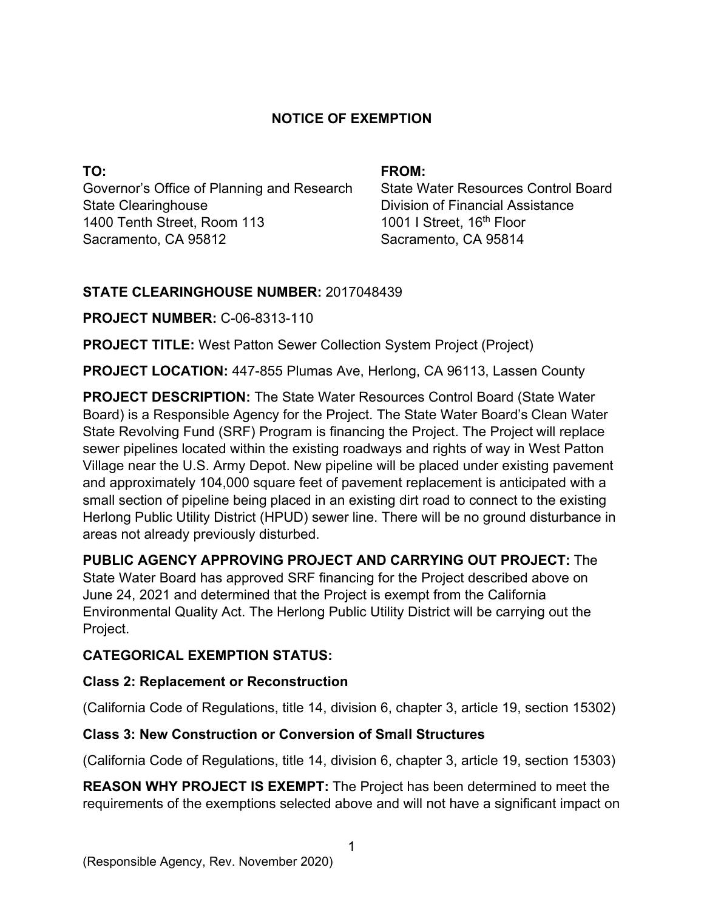# NOTICE OF EXEMPTION

**TO:**
Governor's Office of Planning and Research
State Clearinghouse
1400 Tenth Street, Room 113
Sacramento, CA 95812

**FROM:**
State Water Resources Control Board
Division of Financial Assistance
1001 I Street, 16th Floor
Sacramento, CA 95814

**STATE CLEARINGHOUSE NUMBER:** 2017048439

**PROJECT NUMBER:** C-06-8313-110

**PROJECT TITLE:** West Patton Sewer Collection System Project (Project)

**PROJECT LOCATION:** 447-855 Plumas Ave, Herlong, CA 96113, Lassen County

**PROJECT DESCRIPTION:** The State Water Resources Control Board (State Water Board) is a Responsible Agency for the Project. The State Water Board's Clean Water State Revolving Fund (SRF) Program is financing the Project. The Project will replace sewer pipelines located within the existing roadways and rights of way in West Patton Village near the U.S. Army Depot. New pipeline will be placed under existing pavement and approximately 104,000 square feet of pavement replacement is anticipated with a small section of pipeline being placed in an existing dirt road to connect to the existing Herlong Public Utility District (HPUD) sewer line. There will be no ground disturbance in areas not already previously disturbed.

**PUBLIC AGENCY APPROVING PROJECT AND CARRYING OUT PROJECT:** The State Water Board has approved SRF financing for the Project described above on June 24, 2021 and determined that the Project is exempt from the California Environmental Quality Act. The Herlong Public Utility District will be carrying out the Project.

**CATEGORICAL EXEMPTION STATUS:**

**Class 2: Replacement or Reconstruction**

(California Code of Regulations, title 14, division 6, chapter 3, article 19, section 15302)

**Class 3: New Construction or Conversion of Small Structures**

(California Code of Regulations, title 14, division 6, chapter 3, article 19, section 15303)

**REASON WHY PROJECT IS EXEMPT:** The Project has been determined to meet the requirements of the exemptions selected above and will not have a significant impact on

(Responsible Agency, Rev. November 2020)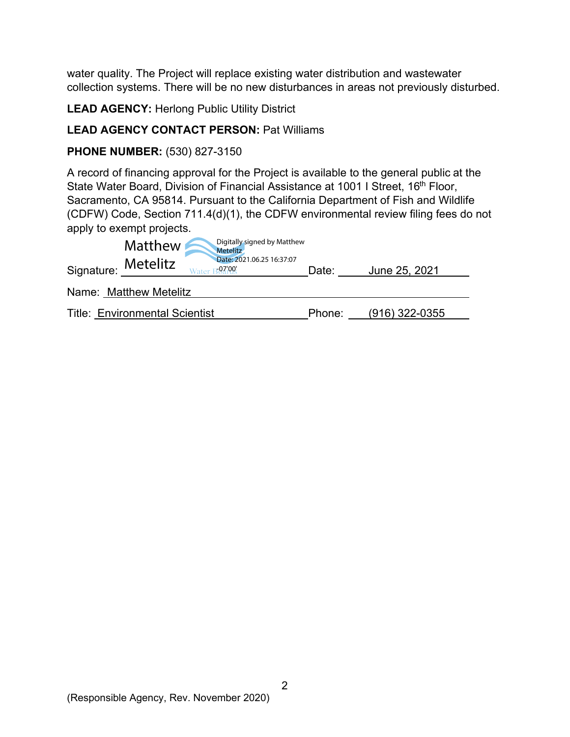water quality. The Project will replace existing water distribution and wastewater collection systems. There will be no new disturbances in areas not previously disturbed.

**LEAD AGENCY:** Herlong Public Utility District

**LEAD AGENCY CONTACT PERSON:** Pat Williams

**PHONE NUMBER:** (530) 827-3150

A record of financing approval for the Project is available to the general public at the State Water Board, Division of Financial Assistance at 1001 I Street, 16th Floor, Sacramento, CA 95814. Pursuant to the California Department of Fish and Wildlife (CDFW) Code, Section 711.4(d)(1), the CDFW environmental review filing fees do not apply to exempt projects.

Signature: Matthew Metelitz (Digitally signed by Matthew Metelitz Date: 2021.06.25 16:37:07 -07'00') Date: June 25, 2021

Name: Matthew Metelitz

Title: Environmental Scientist Phone: (916) 322-0355

(Responsible Agency, Rev. November 2020)